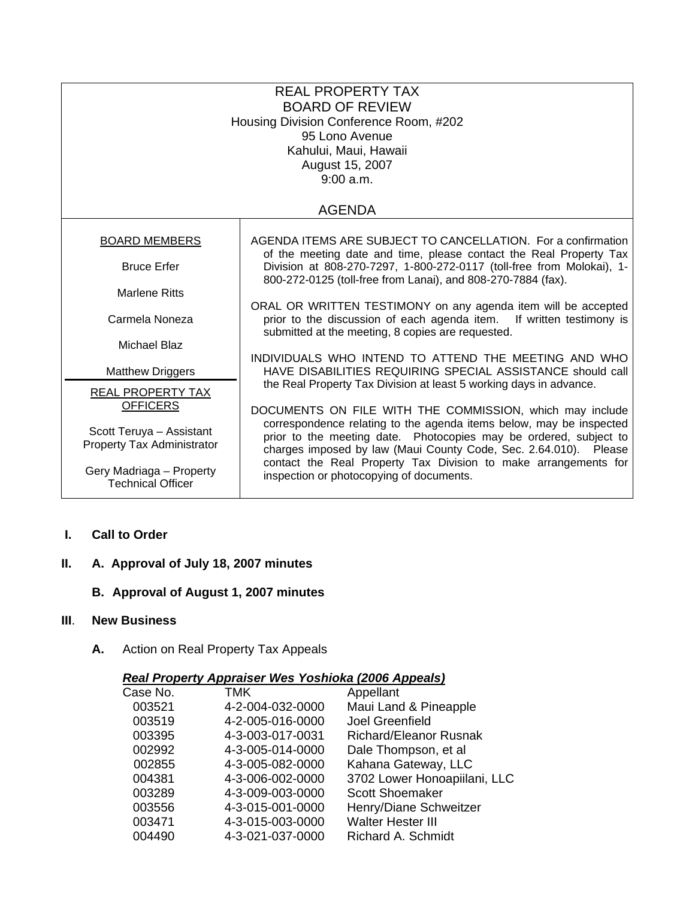# REAL PROPERTY TAX
# BOARD OF REVIEW

Housing Division Conference Room, #202
95 Lono Avenue
Kahului, Maui, Hawaii
August 15, 2007
9:00 a.m.

## AGENDA

| BOARD MEMBERS | |
|---|---|
| Bruce Erfer<br><br>Marlene Ritts<br><br>Carmela Noneza<br><br>Michael Blaz<br><br>Matthew Driggers<br><br>**REAL PROPERTY TAX OFFICERS**<br><br>Scott Teruya – Assistant Property Tax Administrator<br><br>Gery Madriaga – Property Technical Officer | AGENDA ITEMS ARE SUBJECT TO CANCELLATION. For a confirmation of the meeting date and time, please contact the Real Property Tax Division at 808-270-7297, 1-800-272-0117 (toll-free from Molokai), 1-800-272-0125 (toll-free from Lanai), and 808-270-7884 (fax).<br><br>ORAL OR WRITTEN TESTIMONY on any agenda item will be accepted prior to the discussion of each agenda item. If written testimony is submitted at the meeting, 8 copies are requested.<br><br>INDIVIDUALS WHO INTEND TO ATTEND THE MEETING AND WHO HAVE DISABILITIES REQUIRING SPECIAL ASSISTANCE should call the Real Property Tax Division at least 5 working days in advance.<br><br>DOCUMENTS ON FILE WITH THE COMMISSION, which may include correspondence relating to the agenda items below, may be inspected prior to the meeting date. Photocopies may be ordered, subject to charges imposed by law (Maui County Code, Sec. 2.64.010). Please contact the Real Property Tax Division to make arrangements for inspection or photocopying of documents. |

**I. Call to Order**

**II. A. Approval of July 18, 2007 minutes**

**B. Approval of August 1, 2007 minutes**

**III. New Business**

**A.** Action on Real Property Tax Appeals

***Real Property Appraiser Wes Yoshioka (2006 Appeals)***

| Case No. | TMK | Appellant |
|---|---|---|
| 003521 | 4-2-004-032-0000 | Maui Land & Pineapple |
| 003519 | 4-2-005-016-0000 | Joel Greenfield |
| 003395 | 4-3-003-017-0031 | Richard/Eleanor Rusnak |
| 002992 | 4-3-005-014-0000 | Dale Thompson, et al |
| 002855 | 4-3-005-082-0000 | Kahana Gateway, LLC |
| 004381 | 4-3-006-002-0000 | 3702 Lower Honoapiilani, LLC |
| 003289 | 4-3-009-003-0000 | Scott Shoemaker |
| 003556 | 4-3-015-001-0000 | Henry/Diane Schweitzer |
| 003471 | 4-3-015-003-0000 | Walter Hester III |
| 004490 | 4-3-021-037-0000 | Richard A. Schmidt |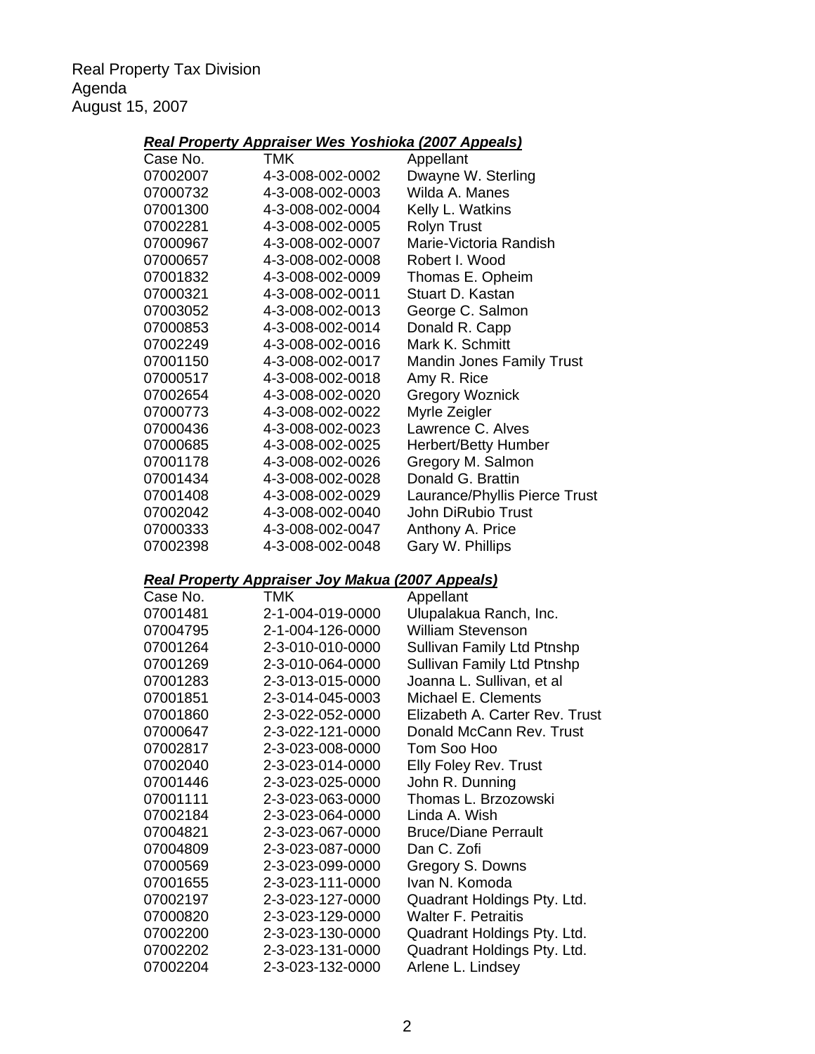Real Property Tax Division
Agenda
August 15, 2007

### ***Real Property Appraiser Wes Yoshioka (2007 Appeals)***

| Case No. | TMK | Appellant |
|---|---|---|
| 07002007 | 4-3-008-002-0002 | Dwayne W. Sterling |
| 07000732 | 4-3-008-002-0003 | Wilda A. Manes |
| 07001300 | 4-3-008-002-0004 | Kelly L. Watkins |
| 07002281 | 4-3-008-002-0005 | Rolyn Trust |
| 07000967 | 4-3-008-002-0007 | Marie-Victoria Randish |
| 07000657 | 4-3-008-002-0008 | Robert I. Wood |
| 07001832 | 4-3-008-002-0009 | Thomas E. Opheim |
| 07000321 | 4-3-008-002-0011 | Stuart D. Kastan |
| 07003052 | 4-3-008-002-0013 | George C. Salmon |
| 07000853 | 4-3-008-002-0014 | Donald R. Capp |
| 07002249 | 4-3-008-002-0016 | Mark K. Schmitt |
| 07001150 | 4-3-008-002-0017 | Mandin Jones Family Trust |
| 07000517 | 4-3-008-002-0018 | Amy R. Rice |
| 07002654 | 4-3-008-002-0020 | Gregory Woznick |
| 07000773 | 4-3-008-002-0022 | Myrle Zeigler |
| 07000436 | 4-3-008-002-0023 | Lawrence C. Alves |
| 07000685 | 4-3-008-002-0025 | Herbert/Betty Humber |
| 07001178 | 4-3-008-002-0026 | Gregory M. Salmon |
| 07001434 | 4-3-008-002-0028 | Donald G. Brattin |
| 07001408 | 4-3-008-002-0029 | Laurance/Phyllis Pierce Trust |
| 07002042 | 4-3-008-002-0040 | John DiRubio Trust |
| 07000333 | 4-3-008-002-0047 | Anthony A. Price |
| 07002398 | 4-3-008-002-0048 | Gary W. Phillips |

### ***Real Property Appraiser Joy Makua (2007 Appeals)***

| Case No. | TMK | Appellant |
|---|---|---|
| 07001481 | 2-1-004-019-0000 | Ulupalakua Ranch, Inc. |
| 07004795 | 2-1-004-126-0000 | William Stevenson |
| 07001264 | 2-3-010-010-0000 | Sullivan Family Ltd Ptnshp |
| 07001269 | 2-3-010-064-0000 | Sullivan Family Ltd Ptnshp |
| 07001283 | 2-3-013-015-0000 | Joanna L. Sullivan, et al |
| 07001851 | 2-3-014-045-0003 | Michael E. Clements |
| 07001860 | 2-3-022-052-0000 | Elizabeth A. Carter Rev. Trust |
| 07000647 | 2-3-022-121-0000 | Donald McCann Rev. Trust |
| 07002817 | 2-3-023-008-0000 | Tom Soo Hoo |
| 07002040 | 2-3-023-014-0000 | Elly Foley Rev. Trust |
| 07001446 | 2-3-023-025-0000 | John R. Dunning |
| 07001111 | 2-3-023-063-0000 | Thomas L. Brzozowski |
| 07002184 | 2-3-023-064-0000 | Linda A. Wish |
| 07004821 | 2-3-023-067-0000 | Bruce/Diane Perrault |
| 07004809 | 2-3-023-087-0000 | Dan C. Zofi |
| 07000569 | 2-3-023-099-0000 | Gregory S. Downs |
| 07001655 | 2-3-023-111-0000 | Ivan N. Komoda |
| 07002197 | 2-3-023-127-0000 | Quadrant Holdings Pty. Ltd. |
| 07000820 | 2-3-023-129-0000 | Walter F. Petraitis |
| 07002200 | 2-3-023-130-0000 | Quadrant Holdings Pty. Ltd. |
| 07002202 | 2-3-023-131-0000 | Quadrant Holdings Pty. Ltd. |
| 07002204 | 2-3-023-132-0000 | Arlene L. Lindsey |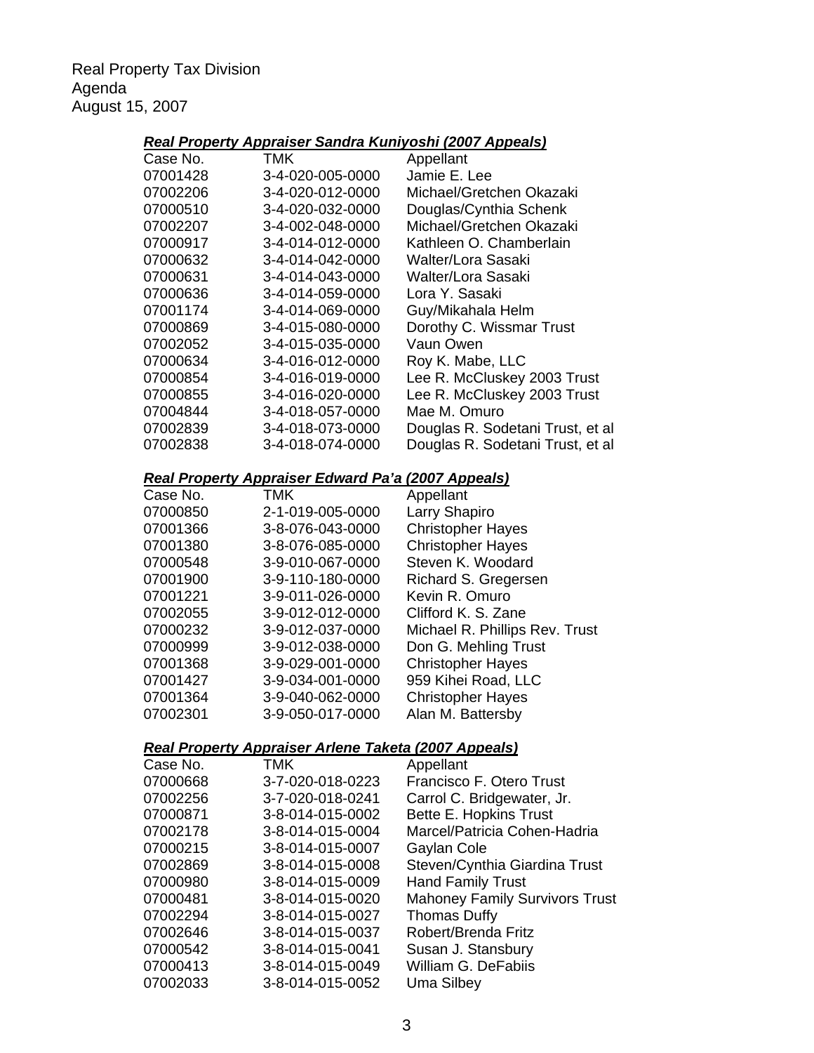Real Property Tax Division
Agenda
August 15, 2007

***Real Property Appraiser Sandra Kuniyoshi (2007 Appeals)***

| Case No. | TMK | Appellant |
|---|---|---|
| 07001428 | 3-4-020-005-0000 | Jamie E. Lee |
| 07002206 | 3-4-020-012-0000 | Michael/Gretchen Okazaki |
| 07000510 | 3-4-020-032-0000 | Douglas/Cynthia Schenk |
| 07002207 | 3-4-002-048-0000 | Michael/Gretchen Okazaki |
| 07000917 | 3-4-014-012-0000 | Kathleen O. Chamberlain |
| 07000632 | 3-4-014-042-0000 | Walter/Lora Sasaki |
| 07000631 | 3-4-014-043-0000 | Walter/Lora Sasaki |
| 07000636 | 3-4-014-059-0000 | Lora Y. Sasaki |
| 07001174 | 3-4-014-069-0000 | Guy/Mikahala Helm |
| 07000869 | 3-4-015-080-0000 | Dorothy C. Wissmar Trust |
| 07002052 | 3-4-015-035-0000 | Vaun Owen |
| 07000634 | 3-4-016-012-0000 | Roy K. Mabe, LLC |
| 07000854 | 3-4-016-019-0000 | Lee R. McCluskey 2003 Trust |
| 07000855 | 3-4-016-020-0000 | Lee R. McCluskey 2003 Trust |
| 07004844 | 3-4-018-057-0000 | Mae M. Omuro |
| 07002839 | 3-4-018-073-0000 | Douglas R. Sodetani Trust, et al |
| 07002838 | 3-4-018-074-0000 | Douglas R. Sodetani Trust, et al |

***Real Property Appraiser Edward Pa'a (2007 Appeals)***

| Case No. | TMK | Appellant |
|---|---|---|
| 07000850 | 2-1-019-005-0000 | Larry Shapiro |
| 07001366 | 3-8-076-043-0000 | Christopher Hayes |
| 07001380 | 3-8-076-085-0000 | Christopher Hayes |
| 07000548 | 3-9-010-067-0000 | Steven K. Woodard |
| 07001900 | 3-9-110-180-0000 | Richard S. Gregersen |
| 07001221 | 3-9-011-026-0000 | Kevin R. Omuro |
| 07002055 | 3-9-012-012-0000 | Clifford K. S. Zane |
| 07000232 | 3-9-012-037-0000 | Michael R. Phillips Rev. Trust |
| 07000999 | 3-9-012-038-0000 | Don G. Mehling Trust |
| 07001368 | 3-9-029-001-0000 | Christopher Hayes |
| 07001427 | 3-9-034-001-0000 | 959 Kihei Road, LLC |
| 07001364 | 3-9-040-062-0000 | Christopher Hayes |
| 07002301 | 3-9-050-017-0000 | Alan M. Battersby |

***Real Property Appraiser Arlene Taketa (2007 Appeals)***

| Case No. | TMK | Appellant |
|---|---|---|
| 07000668 | 3-7-020-018-0223 | Francisco F. Otero Trust |
| 07002256 | 3-7-020-018-0241 | Carrol C. Bridgewater, Jr. |
| 07000871 | 3-8-014-015-0002 | Bette E. Hopkins Trust |
| 07002178 | 3-8-014-015-0004 | Marcel/Patricia Cohen-Hadria |
| 07000215 | 3-8-014-015-0007 | Gaylan Cole |
| 07002869 | 3-8-014-015-0008 | Steven/Cynthia Giardina Trust |
| 07000980 | 3-8-014-015-0009 | Hand Family Trust |
| 07000481 | 3-8-014-015-0020 | Mahoney Family Survivors Trust |
| 07002294 | 3-8-014-015-0027 | Thomas Duffy |
| 07002646 | 3-8-014-015-0037 | Robert/Brenda Fritz |
| 07000542 | 3-8-014-015-0041 | Susan J. Stansbury |
| 07000413 | 3-8-014-015-0049 | William G. DeFabiis |
| 07002033 | 3-8-014-015-0052 | Uma Silbey |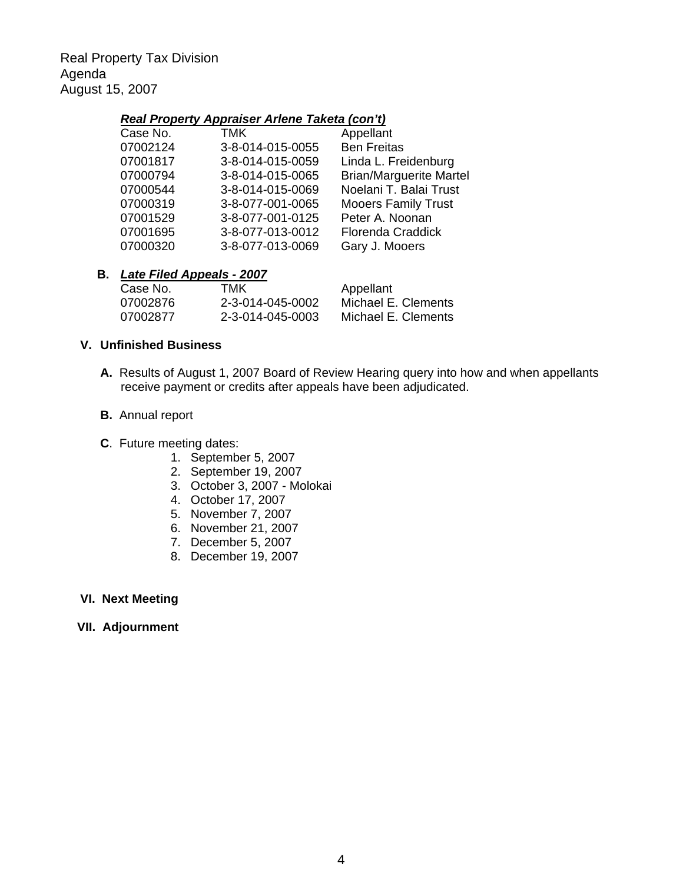Real Property Tax Division
Agenda
August 15, 2007

***Real Property Appraiser Arlene Taketa (con't)***

| Case No. | TMK | Appellant |
|---|---|---|
| 07002124 | 3-8-014-015-0055 | Ben Freitas |
| 07001817 | 3-8-014-015-0059 | Linda L. Freidenburg |
| 07000794 | 3-8-014-015-0065 | Brian/Marguerite Martel |
| 07000544 | 3-8-014-015-0069 | Noelani T. Balai Trust |
| 07000319 | 3-8-077-001-0065 | Mooers Family Trust |
| 07001529 | 3-8-077-001-0125 | Peter A. Noonan |
| 07001695 | 3-8-077-013-0012 | Florenda Craddick |
| 07000320 | 3-8-077-013-0069 | Gary J. Mooers |

**B.** ***Late Filed Appeals - 2007***

| Case No. | TMK | Appellant |
|---|---|---|
| 07002876 | 2-3-014-045-0002 | Michael E. Clements |
| 07002877 | 2-3-014-045-0003 | Michael E. Clements |

**V. Unfinished Business**

**A.** Results of August 1, 2007 Board of Review Hearing query into how and when appellants receive payment or credits after appeals have been adjudicated.

**B.** Annual report

**C**. Future meeting dates:

1. September 5, 2007
2. September 19, 2007
3. October 3, 2007 - Molokai
4. October 17, 2007
5. November 7, 2007
6. November 21, 2007
7. December 5, 2007
8. December 19, 2007

**VI. Next Meeting**

**VII. Adjournment**